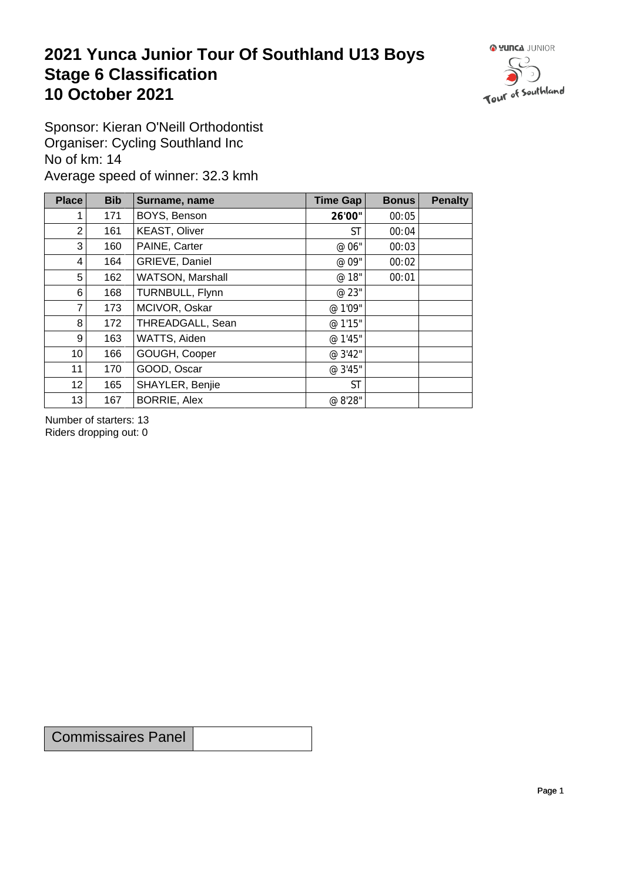# 2021 Yunca Junior Tour Of Southland U13 Boys
# Stage 6 Classification
# 10 October 2021

Sponsor: Kieran O'Neill Orthodontist
Organiser: Cycling Southland Inc
No of km: 14
Average speed of winner: 32.3 kmh

| Place | Bib | Surname, name | Time Gap | Bonus | Penalty |
|---|---|---|---|---|---|
| 1 | 171 | BOYS, Benson | **26'00"** | 00:05 | |
| 2 | 161 | KEAST, Oliver | ST | 00:04 | |
| 3 | 160 | PAINE, Carter | @ 06" | 00:03 | |
| 4 | 164 | GRIEVE, Daniel | @ 09" | 00:02 | |
| 5 | 162 | WATSON, Marshall | @ 18" | 00:01 | |
| 6 | 168 | TURNBULL, Flynn | @ 23" | | |
| 7 | 173 | MCIVOR, Oskar | @ 1'09" | | |
| 8 | 172 | THREADGALL, Sean | @ 1'15" | | |
| 9 | 163 | WATTS, Aiden | @ 1'45" | | |
| 10 | 166 | GOUGH, Cooper | @ 3'42" | | |
| 11 | 170 | GOOD, Oscar | @ 3'45" | | |
| 12 | 165 | SHAYLER, Benjie | ST | | |
| 13 | 167 | BORRIE, Alex | @ 8'28" | | |

Number of starters: 13
Riders dropping out: 0

| Commissaires Panel | |
|---|---|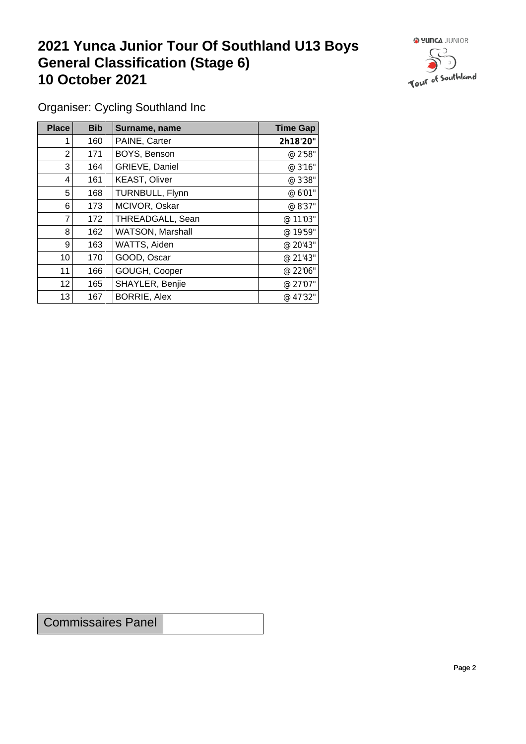# 2021 Yunca Junior Tour Of Southland U13 Boys General Classification (Stage 6) 10 October 2021

Organiser: Cycling Southland Inc

| Place | Bib | Surname, name | Time Gap |
|---|---|---|---|
| 1 | 160 | PAINE, Carter | **2h18'20"** |
| 2 | 171 | BOYS, Benson | @ 2'58" |
| 3 | 164 | GRIEVE, Daniel | @ 3'16" |
| 4 | 161 | KEAST, Oliver | @ 3'38" |
| 5 | 168 | TURNBULL, Flynn | @ 6'01" |
| 6 | 173 | MCIVOR, Oskar | @ 8'37" |
| 7 | 172 | THREADGALL, Sean | @ 11'03" |
| 8 | 162 | WATSON, Marshall | @ 19'59" |
| 9 | 163 | WATTS, Aiden | @ 20'43" |
| 10 | 170 | GOOD, Oscar | @ 21'43" |
| 11 | 166 | GOUGH, Cooper | @ 22'06" |
| 12 | 165 | SHAYLER, Benjie | @ 27'07" |
| 13 | 167 | BORRIE, Alex | @ 47'32" |

| Commissaires Panel | |
|---|---|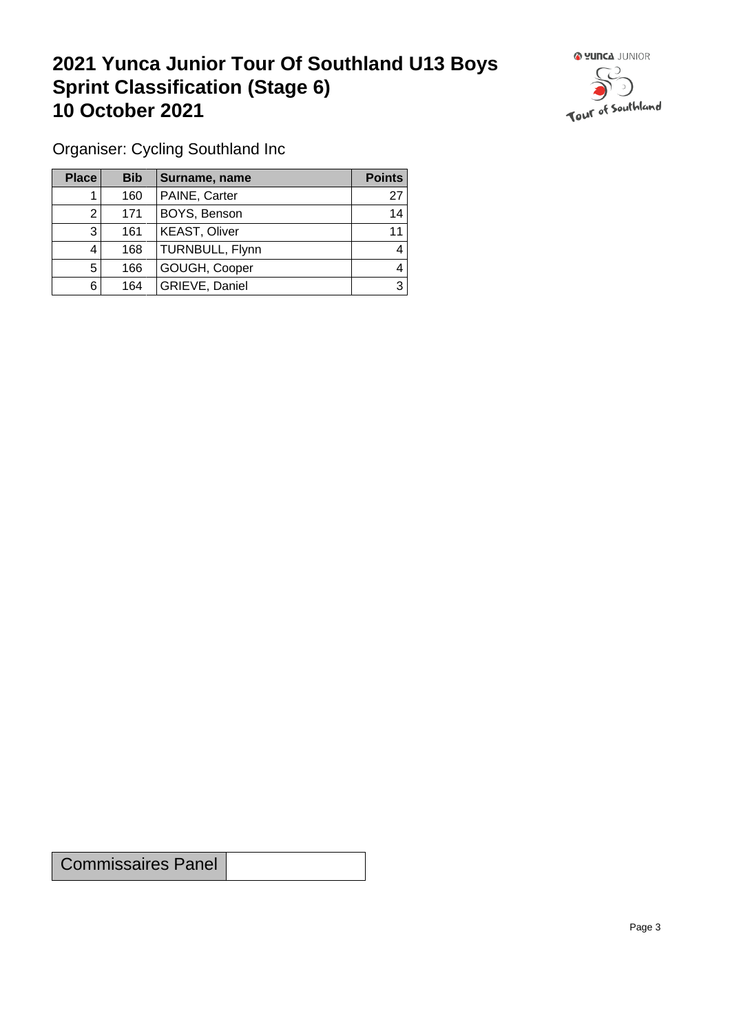# 2021 Yunca Junior Tour Of Southland U13 Boys Sprint Classification (Stage 6) 10 October 2021

Organiser: Cycling Southland Inc

| Place | Bib | Surname, name | Points |
|---|---|---|---|
| 1 | 160 | PAINE, Carter | 27 |
| 2 | 171 | BOYS, Benson | 14 |
| 3 | 161 | KEAST, Oliver | 11 |
| 4 | 168 | TURNBULL, Flynn | 4 |
| 5 | 166 | GOUGH, Cooper | 4 |
| 6 | 164 | GRIEVE, Daniel | 3 |

| Commissaires Panel | |
|---|---|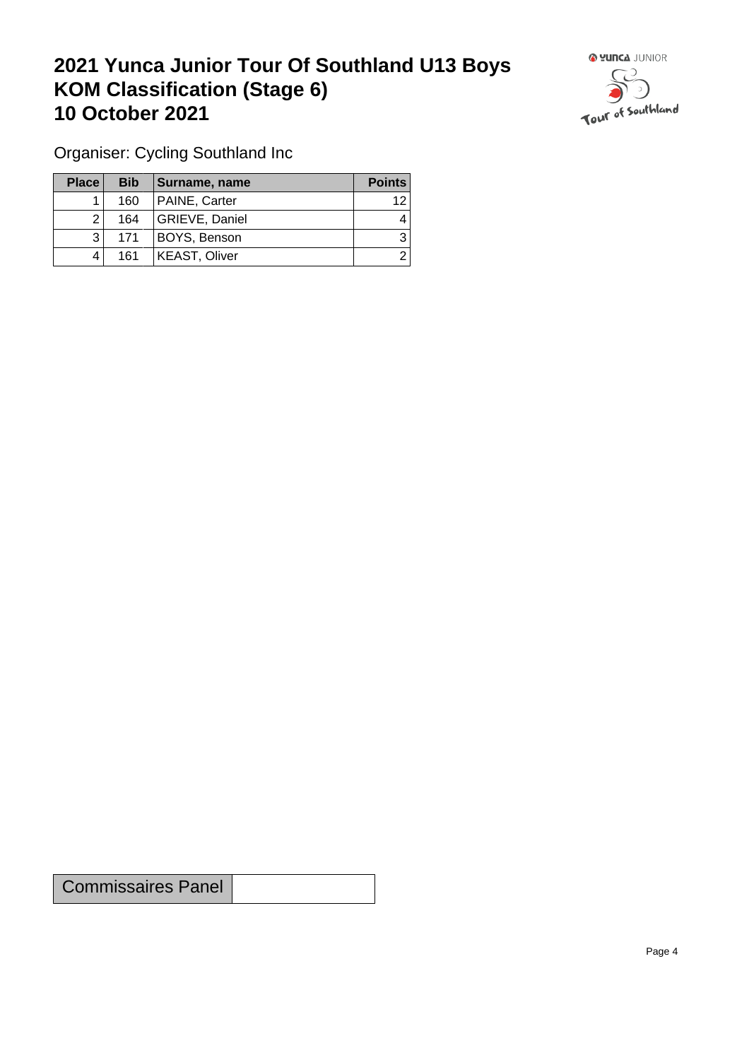# 2021 Yunca Junior Tour Of Southland U13 Boys KOM Classification (Stage 6) 10 October 2021

Organiser: Cycling Southland Inc

| Place | Bib | Surname, name | Points |
|---|---|---|---|
| 1 | 160 | PAINE, Carter | 12 |
| 2 | 164 | GRIEVE, Daniel | 4 |
| 3 | 171 | BOYS, Benson | 3 |
| 4 | 161 | KEAST, Oliver | 2 |

| Commissaires Panel | |
|---|---|